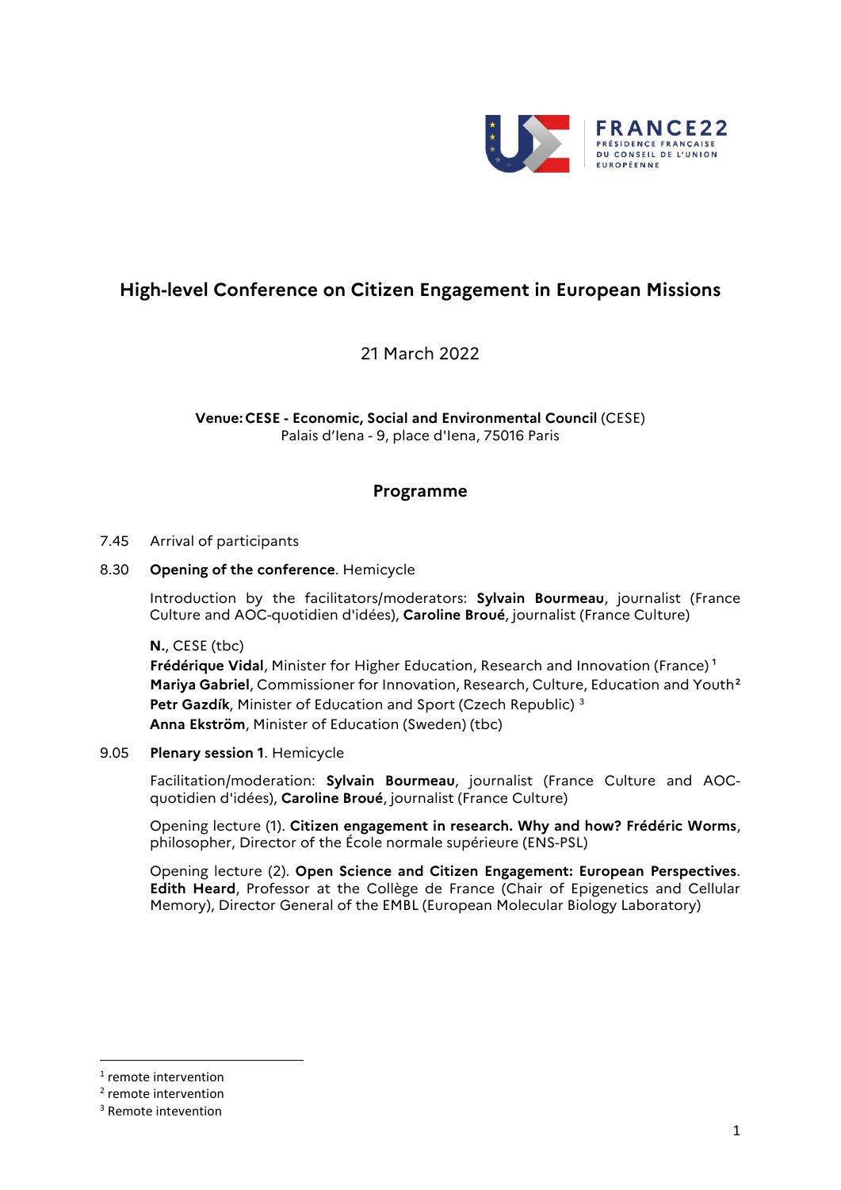FRANCE22
PRÉSIDENCE FRANÇAISE
DU CONSEIL DE L'UNION
EUROPÉENNE

# High-level Conference on Citizen Engagement in European Missions

21 March 2022

**Venue: CESE - Economic, Social and Environmental Council** (CESE)
Palais d'Iena - 9, place d'Iena, 75016 Paris

## Programme

7.45 Arrival of participants

8.30 **Opening of the conference**. Hemicycle

Introduction by the facilitators/moderators: **Sylvain Bourmeau**, journalist (France Culture and AOC-quotidien d'idées), **Caroline Broué**, journalist (France Culture)

**N.**, CESE (tbc)
**Frédérique Vidal**, Minister for Higher Education, Research and Innovation (France) [1]
**Mariya Gabriel**, Commissioner for Innovation, Research, Culture, Education and Youth [2]
**Petr Gazdík**, Minister of Education and Sport (Czech Republic) [3]
**Anna Ekström**, Minister of Education (Sweden) (tbc)

9.05 **Plenary session 1**. Hemicycle

Facilitation/moderation: **Sylvain Bourmeau**, journalist (France Culture and AOC-quotidien d'idées), **Caroline Broué**, journalist (France Culture)

Opening lecture (1). **Citizen engagement in research. Why and how? Frédéric Worms**, philosopher, Director of the École normale supérieure (ENS-PSL)

Opening lecture (2). **Open Science and Citizen Engagement: European Perspectives**. **Edith Heard**, Professor at the Collège de France (Chair of Epigenetics and Cellular Memory), Director General of the EMBL (European Molecular Biology Laboratory)

---

[1] remote intervention
[2] remote intervention
[3] Remote intevention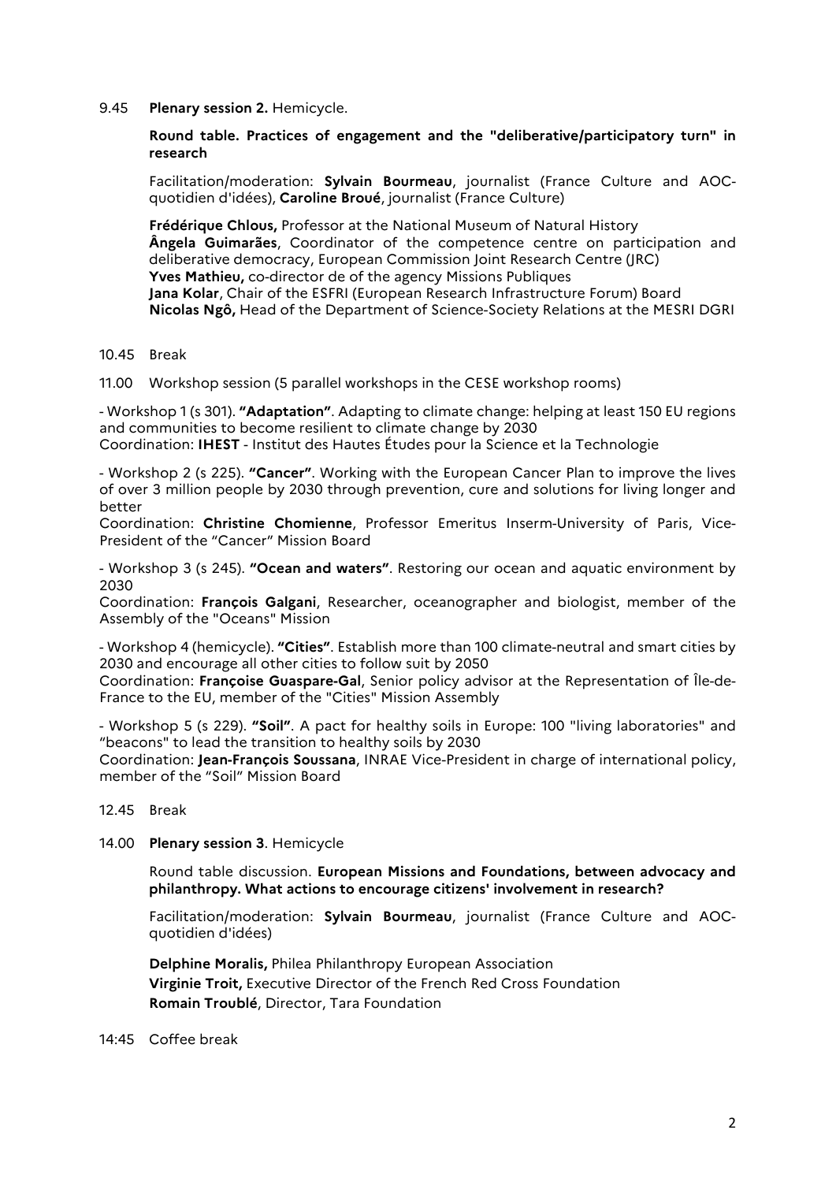9.45 **Plenary session 2.** Hemicycle.

**Round table. Practices of engagement and the "deliberative/participatory turn" in research**

Facilitation/moderation: **Sylvain Bourmeau**, journalist (France Culture and AOC-quotidien d'idées), **Caroline Broué**, journalist (France Culture)

**Frédérique Chlous,** Professor at the National Museum of Natural History
**Ângela Guimarães**, Coordinator of the competence centre on participation and deliberative democracy, European Commission Joint Research Centre (JRC)
**Yves Mathieu,** co-director de of the agency Missions Publiques
**Jana Kolar**, Chair of the ESFRI (European Research Infrastructure Forum) Board
**Nicolas Ngô,** Head of the Department of Science-Society Relations at the MESRI DGRI

10.45 Break

11.00 Workshop session (5 parallel workshops in the CESE workshop rooms)

- Workshop 1 (s 301). **"Adaptation"**. Adapting to climate change: helping at least 150 EU regions and communities to become resilient to climate change by 2030
Coordination: **IHEST** - Institut des Hautes Études pour la Science et la Technologie

- Workshop 2 (s 225). **"Cancer"**. Working with the European Cancer Plan to improve the lives of over 3 million people by 2030 through prevention, cure and solutions for living longer and better
Coordination: **Christine Chomienne**, Professor Emeritus Inserm-University of Paris, Vice-President of the "Cancer" Mission Board

- Workshop 3 (s 245). **"Ocean and waters"**. Restoring our ocean and aquatic environment by 2030
Coordination: **François Galgani**, Researcher, oceanographer and biologist, member of the Assembly of the "Oceans" Mission

- Workshop 4 (hemicycle). **"Cities"**. Establish more than 100 climate-neutral and smart cities by 2030 and encourage all other cities to follow suit by 2050
Coordination: **Françoise Guaspare-Gal**, Senior policy advisor at the Representation of Île-de-France to the EU, member of the "Cities" Mission Assembly

- Workshop 5 (s 229). **"Soil"**. A pact for healthy soils in Europe: 100 "living laboratories" and "beacons" to lead the transition to healthy soils by 2030
Coordination: **Jean-François Soussana**, INRAE Vice-President in charge of international policy, member of the "Soil" Mission Board

12.45 Break

14.00 **Plenary session 3**. Hemicycle

Round table discussion. **European Missions and Foundations, between advocacy and philanthropy. What actions to encourage citizens' involvement in research?**

Facilitation/moderation: **Sylvain Bourmeau**, journalist (France Culture and AOC-quotidien d'idées)

**Delphine Moralis,** Philea Philanthropy European Association
**Virginie Troit,** Executive Director of the French Red Cross Foundation
**Romain Troublé**, Director, Tara Foundation

14:45 Coffee break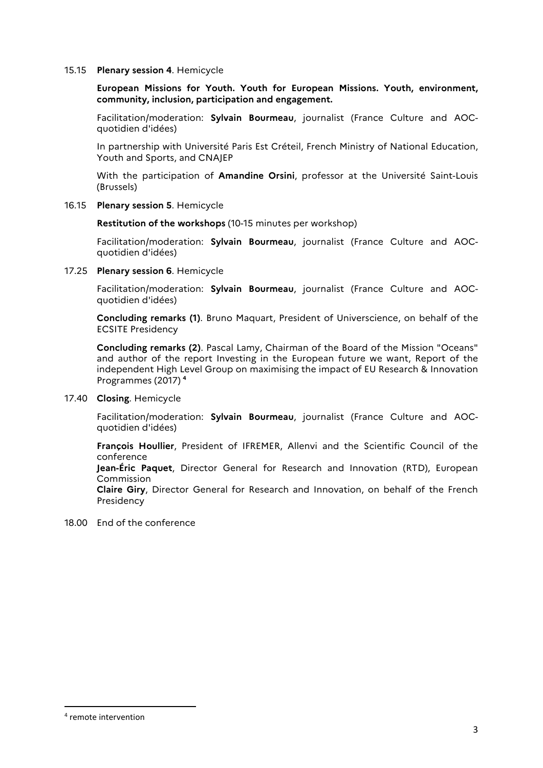15.15 **Plenary session 4**. Hemicycle

**European Missions for Youth. Youth for European Missions. Youth, environment, community, inclusion, participation and engagement.**

Facilitation/moderation: **Sylvain Bourmeau**, journalist (France Culture and AOC-quotidien d'idées)

In partnership with Université Paris Est Créteil, French Ministry of National Education, Youth and Sports, and CNAJEP

With the participation of **Amandine Orsini**, professor at the Université Saint-Louis (Brussels)

16.15 **Plenary session 5**. Hemicycle

**Restitution of the workshops** (10-15 minutes per workshop)

Facilitation/moderation: **Sylvain Bourmeau**, journalist (France Culture and AOC-quotidien d'idées)

17.25 **Plenary session 6**. Hemicycle

Facilitation/moderation: **Sylvain Bourmeau**, journalist (France Culture and AOC-quotidien d'idées)

**Concluding remarks (1)**. Bruno Maquart, President of Universcience, on behalf of the ECSITE Presidency

**Concluding remarks (2)**. Pascal Lamy, Chairman of the Board of the Mission "Oceans" and author of the report Investing in the European future we want, Report of the independent High Level Group on maximising the impact of EU Research & Innovation Programmes (2017) [4]

17.40 **Closing**. Hemicycle

Facilitation/moderation: **Sylvain Bourmeau**, journalist (France Culture and AOC-quotidien d'idées)

**François Houllier**, President of IFREMER, Allenvi and the Scientific Council of the conference
**Jean-Éric Paquet**, Director General for Research and Innovation (RTD), European Commission
**Claire Giry**, Director General for Research and Innovation, on behalf of the French Presidency

18.00 End of the conference

[4] remote intervention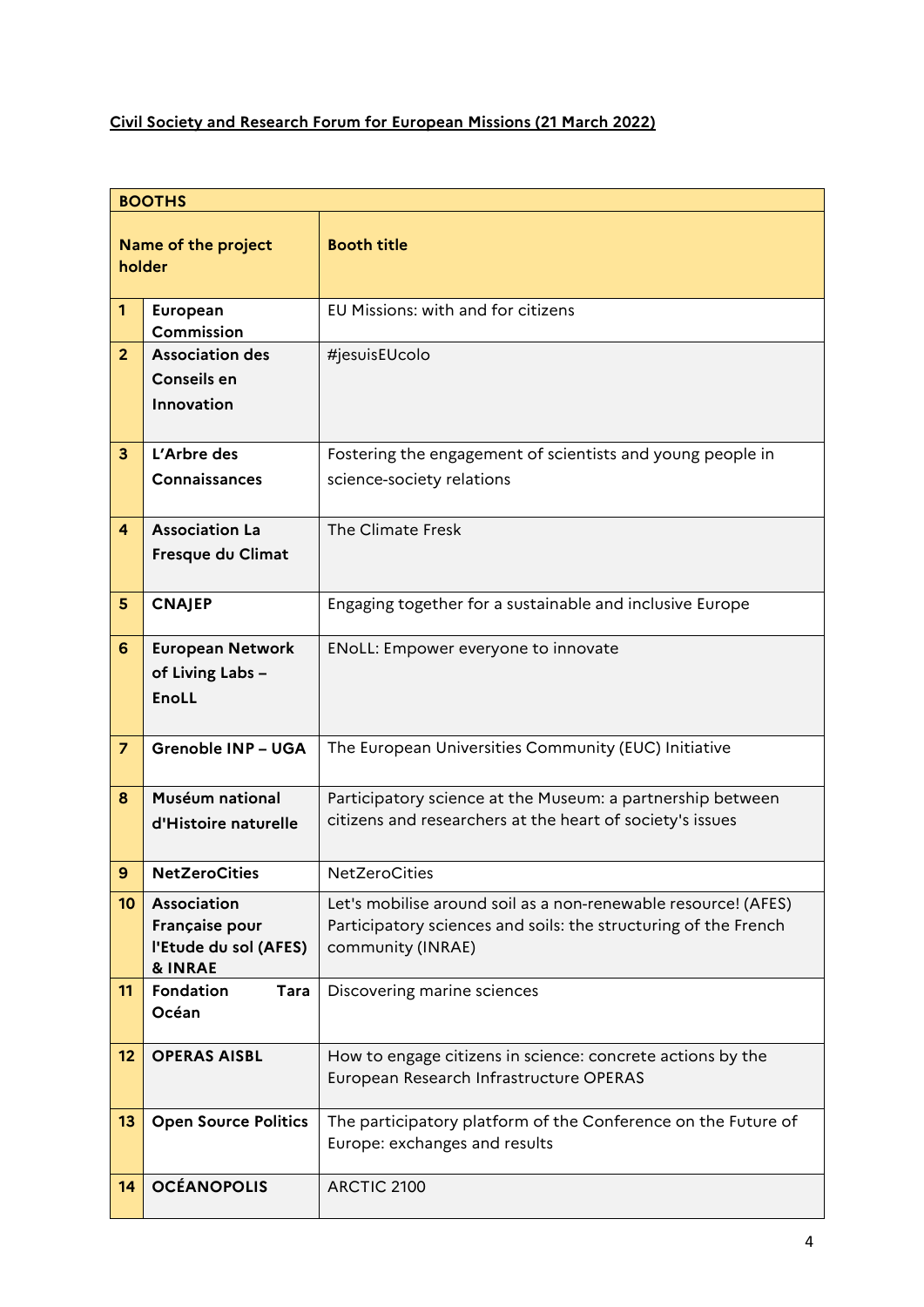**Civil Society and Research Forum for European Missions (21 March 2022)**

| BOOTHS | | |
|---|---|---|
| | **Name of the project holder** | **Booth title** |
| **1** | **European Commission** | EU Missions: with and for citizens |
| **2** | **Association des Conseils en Innovation** | #jesuisEUcolo |
| **3** | **L'Arbre des Connaissances** | Fostering the engagement of scientists and young people in science-society relations |
| **4** | **Association La Fresque du Climat** | The Climate Fresk |
| **5** | **CNAJEP** | Engaging together for a sustainable and inclusive Europe |
| **6** | **European Network of Living Labs – EnoLL** | ENoLL: Empower everyone to innovate |
| **7** | **Grenoble INP – UGA** | The European Universities Community (EUC) Initiative |
| **8** | **Muséum national d'Histoire naturelle** | Participatory science at the Museum: a partnership between citizens and researchers at the heart of society's issues |
| **9** | **NetZeroCities** | NetZeroCities |
| **10** | **Association Française pour l'Etude du sol (AFES) & INRAE** | Let's mobilise around soil as a non-renewable resource! (AFES) Participatory sciences and soils: the structuring of the French community (INRAE) |
| **11** | **Fondation Tara Océan** | Discovering marine sciences |
| **12** | **OPERAS AISBL** | How to engage citizens in science: concrete actions by the European Research Infrastructure OPERAS |
| **13** | **Open Source Politics** | The participatory platform of the Conference on the Future of Europe: exchanges and results |
| **14** | **OCÉANOPOLIS** | ARCTIC 2100 |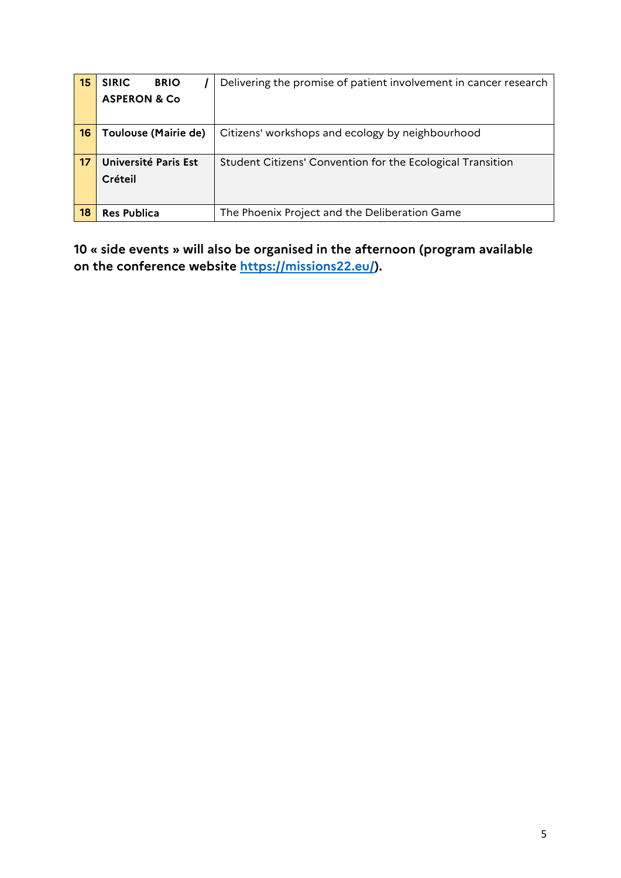| | | |
|---|---|---|
| **15** | **SIRIC BRIO / ASPERON & Co** | Delivering the promise of patient involvement in cancer research |
| **16** | **Toulouse (Mairie de)** | Citizens' workshops and ecology by neighbourhood |
| **17** | **Université Paris Est Créteil** | Student Citizens' Convention for the Ecological Transition |
| **18** | **Res Publica** | The Phoenix Project and the Deliberation Game |

**10 « side events » will also be organised in the afternoon (program available on the conference website [https://missions22.eu/](https://missions22.eu/)).**